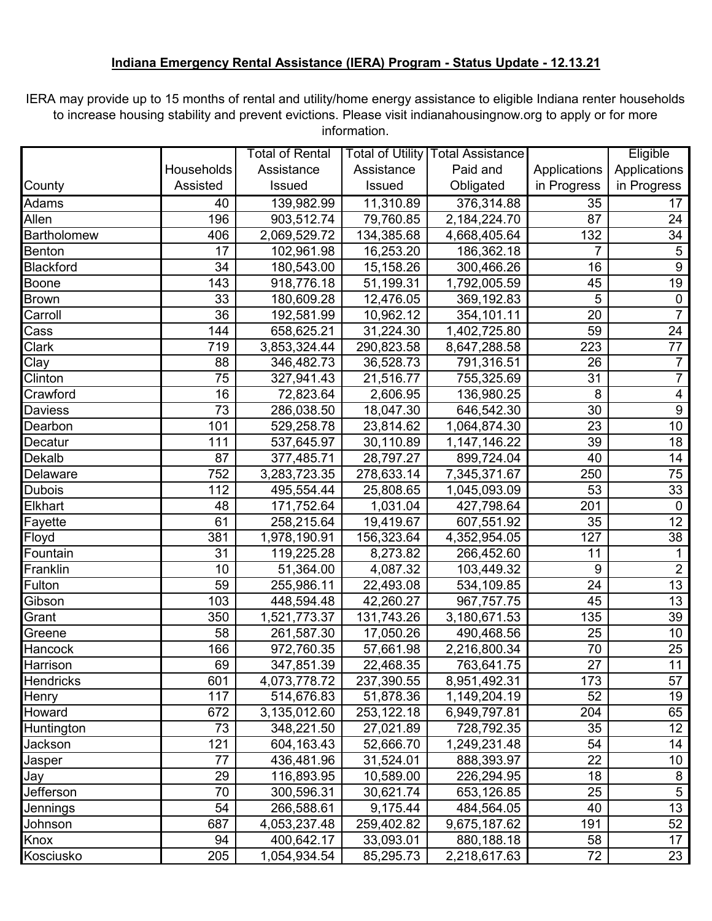**Indiana Emergency Rental Assistance (IERA) Program - Status Update - 12.13.21**

IERA may provide up to 15 months of rental and utility/home energy assistance to eligible Indiana renter households to increase housing stability and prevent evictions. Please visit indianahousingnow.org to apply or for more information.

| County | Households Assisted | Total of Rental Assistance Issued | Total of Utility Assistance Issued | Total Assistance Paid and Obligated | Applications in Progress | Eligible Applications in Progress |
|---|---|---|---|---|---|---|
| Adams | 40 | 139,982.99 | 11,310.89 | 376,314.88 | 35 | 17 |
| Allen | 196 | 903,512.74 | 79,760.85 | 2,184,224.70 | 87 | 24 |
| Bartholomew | 406 | 2,069,529.72 | 134,385.68 | 4,668,405.64 | 132 | 34 |
| Benton | 17 | 102,961.98 | 16,253.20 | 186,362.18 | 7 | 5 |
| Blackford | 34 | 180,543.00 | 15,158.26 | 300,466.26 | 16 | 9 |
| Boone | 143 | 918,776.18 | 51,199.31 | 1,792,005.59 | 45 | 19 |
| Brown | 33 | 180,609.28 | 12,476.05 | 369,192.83 | 5 | 0 |
| Carroll | 36 | 192,581.99 | 10,962.12 | 354,101.11 | 20 | 7 |
| Cass | 144 | 658,625.21 | 31,224.30 | 1,402,725.80 | 59 | 24 |
| Clark | 719 | 3,853,324.44 | 290,823.58 | 8,647,288.58 | 223 | 77 |
| Clay | 88 | 346,482.73 | 36,528.73 | 791,316.51 | 26 | 7 |
| Clinton | 75 | 327,941.43 | 21,516.77 | 755,325.69 | 31 | 7 |
| Crawford | 16 | 72,823.64 | 2,606.95 | 136,980.25 | 8 | 4 |
| Daviess | 73 | 286,038.50 | 18,047.30 | 646,542.30 | 30 | 9 |
| Dearbon | 101 | 529,258.78 | 23,814.62 | 1,064,874.30 | 23 | 10 |
| Decatur | 111 | 537,645.97 | 30,110.89 | 1,147,146.22 | 39 | 18 |
| Dekalb | 87 | 377,485.71 | 28,797.27 | 899,724.04 | 40 | 14 |
| Delaware | 752 | 3,283,723.35 | 278,633.14 | 7,345,371.67 | 250 | 75 |
| Dubois | 112 | 495,554.44 | 25,808.65 | 1,045,093.09 | 53 | 33 |
| Elkhart | 48 | 171,752.64 | 1,031.04 | 427,798.64 | 201 | 0 |
| Fayette | 61 | 258,215.64 | 19,419.67 | 607,551.92 | 35 | 12 |
| Floyd | 381 | 1,978,190.91 | 156,323.64 | 4,352,954.05 | 127 | 38 |
| Fountain | 31 | 119,225.28 | 8,273.82 | 266,452.60 | 11 | 1 |
| Franklin | 10 | 51,364.00 | 4,087.32 | 103,449.32 | 9 | 2 |
| Fulton | 59 | 255,986.11 | 22,493.08 | 534,109.85 | 24 | 13 |
| Gibson | 103 | 448,594.48 | 42,260.27 | 967,757.75 | 45 | 13 |
| Grant | 350 | 1,521,773.37 | 131,743.26 | 3,180,671.53 | 135 | 39 |
| Greene | 58 | 261,587.30 | 17,050.26 | 490,468.56 | 25 | 10 |
| Hancock | 166 | 972,760.35 | 57,661.98 | 2,216,800.34 | 70 | 25 |
| Harrison | 69 | 347,851.39 | 22,468.35 | 763,641.75 | 27 | 11 |
| Hendricks | 601 | 4,073,778.72 | 237,390.55 | 8,951,492.31 | 173 | 57 |
| Henry | 117 | 514,676.83 | 51,878.36 | 1,149,204.19 | 52 | 19 |
| Howard | 672 | 3,135,012.60 | 253,122.18 | 6,949,797.81 | 204 | 65 |
| Huntington | 73 | 348,221.50 | 27,021.89 | 728,792.35 | 35 | 12 |
| Jackson | 121 | 604,163.43 | 52,666.70 | 1,249,231.48 | 54 | 14 |
| Jasper | 77 | 436,481.96 | 31,524.01 | 888,393.97 | 22 | 10 |
| Jay | 29 | 116,893.95 | 10,589.00 | 226,294.95 | 18 | 8 |
| Jefferson | 70 | 300,596.31 | 30,621.74 | 653,126.85 | 25 | 5 |
| Jennings | 54 | 266,588.61 | 9,175.44 | 484,564.05 | 40 | 13 |
| Johnson | 687 | 4,053,237.48 | 259,402.82 | 9,675,187.62 | 191 | 52 |
| Knox | 94 | 400,642.17 | 33,093.01 | 880,188.18 | 58 | 17 |
| Kosciusko | 205 | 1,054,934.54 | 85,295.73 | 2,218,617.63 | 72 | 23 |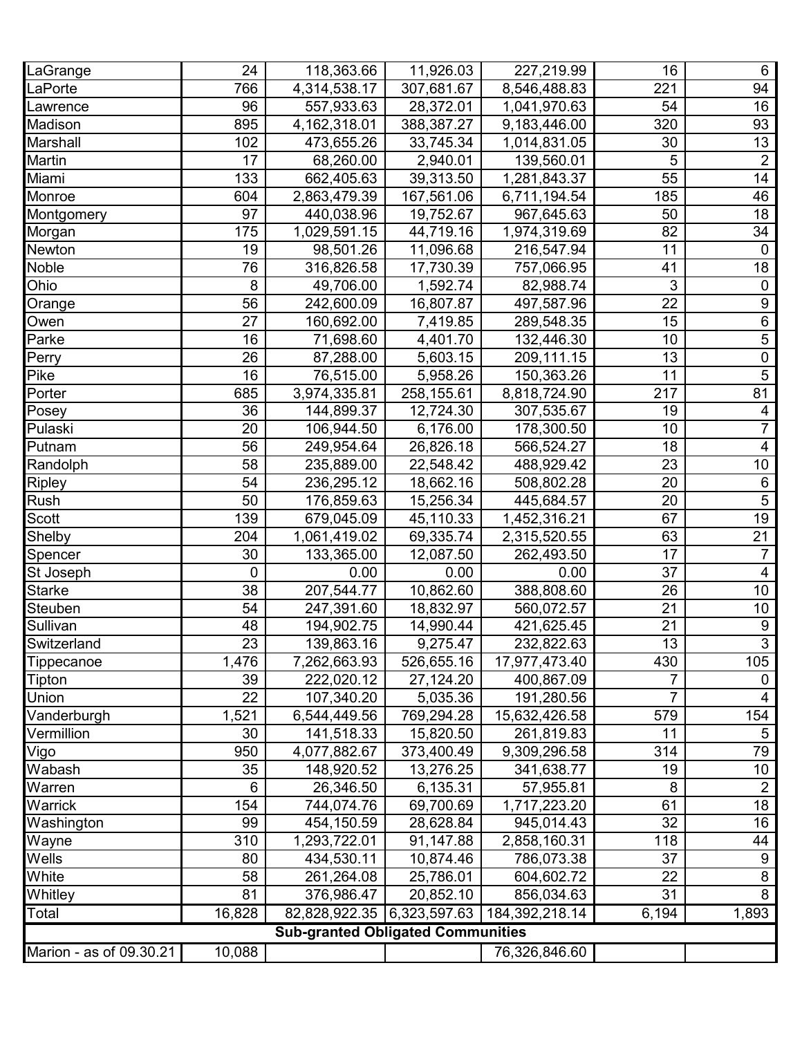| | | | | | | |
|---|---|---|---|---|---|---|
| LaGrange | 24 | 118,363.66 | 11,926.03 | 227,219.99 | 16 | 6 |
| LaPorte | 766 | 4,314,538.17 | 307,681.67 | 8,546,488.83 | 221 | 94 |
| Lawrence | 96 | 557,933.63 | 28,372.01 | 1,041,970.63 | 54 | 16 |
| Madison | 895 | 4,162,318.01 | 388,387.27 | 9,183,446.00 | 320 | 93 |
| Marshall | 102 | 473,655.26 | 33,745.34 | 1,014,831.05 | 30 | 13 |
| Martin | 17 | 68,260.00 | 2,940.01 | 139,560.01 | 5 | 2 |
| Miami | 133 | 662,405.63 | 39,313.50 | 1,281,843.37 | 55 | 14 |
| Monroe | 604 | 2,863,479.39 | 167,561.06 | 6,711,194.54 | 185 | 46 |
| Montgomery | 97 | 440,038.96 | 19,752.67 | 967,645.63 | 50 | 18 |
| Morgan | 175 | 1,029,591.15 | 44,719.16 | 1,974,319.69 | 82 | 34 |
| Newton | 19 | 98,501.26 | 11,096.68 | 216,547.94 | 11 | 0 |
| Noble | 76 | 316,826.58 | 17,730.39 | 757,066.95 | 41 | 18 |
| Ohio | 8 | 49,706.00 | 1,592.74 | 82,988.74 | 3 | 0 |
| Orange | 56 | 242,600.09 | 16,807.87 | 497,587.96 | 22 | 9 |
| Owen | 27 | 160,692.00 | 7,419.85 | 289,548.35 | 15 | 6 |
| Parke | 16 | 71,698.60 | 4,401.70 | 132,446.30 | 10 | 5 |
| Perry | 26 | 87,288.00 | 5,603.15 | 209,111.15 | 13 | 0 |
| Pike | 16 | 76,515.00 | 5,958.26 | 150,363.26 | 11 | 5 |
| Porter | 685 | 3,974,335.81 | 258,155.61 | 8,818,724.90 | 217 | 81 |
| Posey | 36 | 144,899.37 | 12,724.30 | 307,535.67 | 19 | 4 |
| Pulaski | 20 | 106,944.50 | 6,176.00 | 178,300.50 | 10 | 7 |
| Putnam | 56 | 249,954.64 | 26,826.18 | 566,524.27 | 18 | 4 |
| Randolph | 58 | 235,889.00 | 22,548.42 | 488,929.42 | 23 | 10 |
| Ripley | 54 | 236,295.12 | 18,662.16 | 508,802.28 | 20 | 6 |
| Rush | 50 | 176,859.63 | 15,256.34 | 445,684.57 | 20 | 5 |
| Scott | 139 | 679,045.09 | 45,110.33 | 1,452,316.21 | 67 | 19 |
| Shelby | 204 | 1,061,419.02 | 69,335.74 | 2,315,520.55 | 63 | 21 |
| Spencer | 30 | 133,365.00 | 12,087.50 | 262,493.50 | 17 | 7 |
| St Joseph | 0 | 0.00 | 0.00 | 0.00 | 37 | 4 |
| Starke | 38 | 207,544.77 | 10,862.60 | 388,808.60 | 26 | 10 |
| Steuben | 54 | 247,391.60 | 18,832.97 | 560,072.57 | 21 | 10 |
| Sullivan | 48 | 194,902.75 | 14,990.44 | 421,625.45 | 21 | 9 |
| Switzerland | 23 | 139,863.16 | 9,275.47 | 232,822.63 | 13 | 3 |
| Tippecanoe | 1,476 | 7,262,663.93 | 526,655.16 | 17,977,473.40 | 430 | 105 |
| Tipton | 39 | 222,020.12 | 27,124.20 | 400,867.09 | 7 | 0 |
| Union | 22 | 107,340.20 | 5,035.36 | 191,280.56 | 7 | 4 |
| Vanderburgh | 1,521 | 6,544,449.56 | 769,294.28 | 15,632,426.58 | 579 | 154 |
| Vermillion | 30 | 141,518.33 | 15,820.50 | 261,819.83 | 11 | 5 |
| Vigo | 950 | 4,077,882.67 | 373,400.49 | 9,309,296.58 | 314 | 79 |
| Wabash | 35 | 148,920.52 | 13,276.25 | 341,638.77 | 19 | 10 |
| Warren | 6 | 26,346.50 | 6,135.31 | 57,955.81 | 8 | 2 |
| Warrick | 154 | 744,074.76 | 69,700.69 | 1,717,223.20 | 61 | 18 |
| Washington | 99 | 454,150.59 | 28,628.84 | 945,014.43 | 32 | 16 |
| Wayne | 310 | 1,293,722.01 | 91,147.88 | 2,858,160.31 | 118 | 44 |
| Wells | 80 | 434,530.11 | 10,874.46 | 786,073.38 | 37 | 9 |
| White | 58 | 261,264.08 | 25,786.01 | 604,602.72 | 22 | 8 |
| Whitley | 81 | 376,986.47 | 20,852.10 | 856,034.63 | 31 | 8 |
| Total | 16,828 | 82,828,922.35 | 6,323,597.63 | 184,392,218.14 | 6,194 | 1,893 |
| **Sub-granted Obligated Communities** | | | | | | |
| Marion - as of 09.30.21 | 10,088 | | | 76,326,846.60 | | |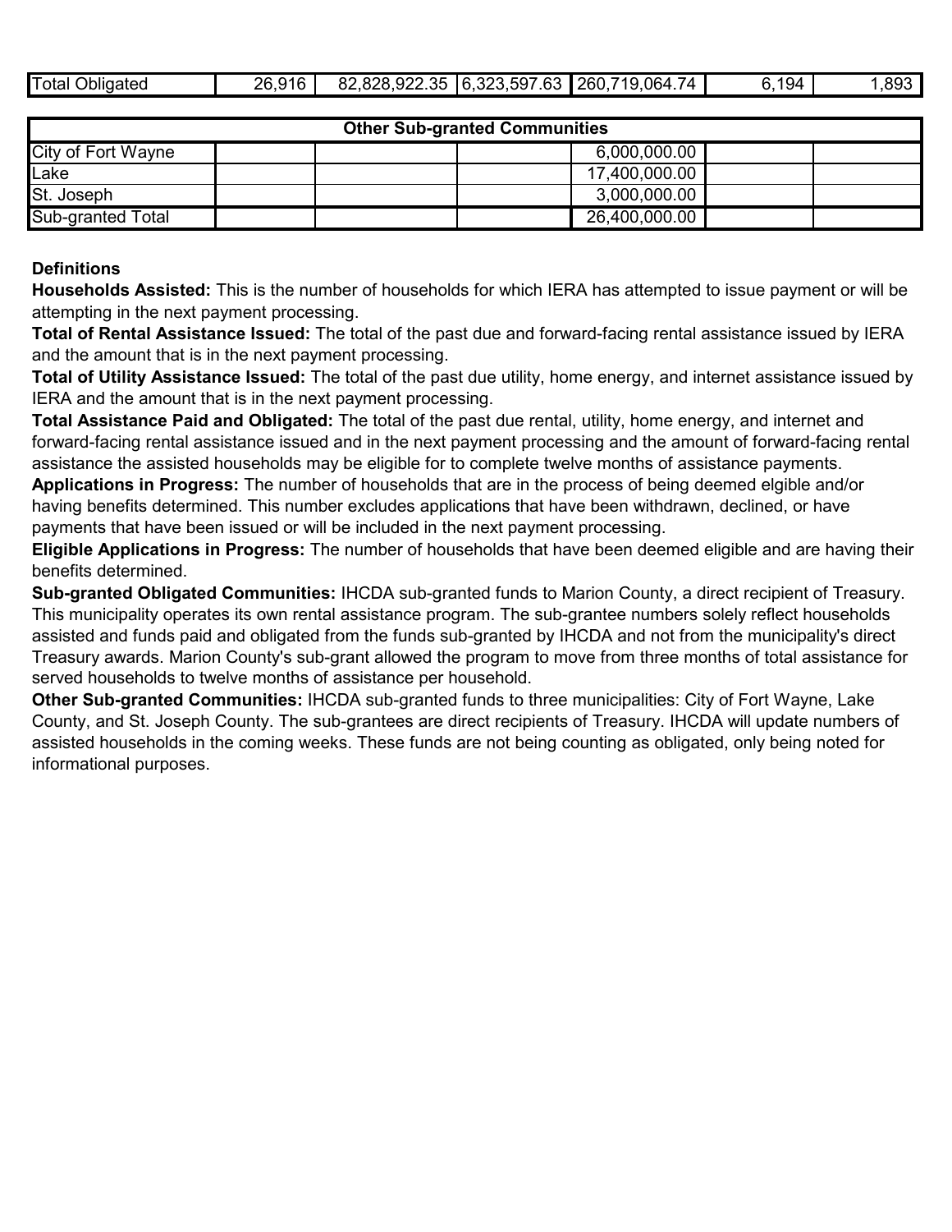| | | | | | | |
|---|---|---|---|---|---|---|
| Total Obligated | 26,916 | 82,828,922.35 | 6,323,597.63 | 260,719,064.74 | 6,194 | 1,893 |

| Other Sub-granted Communities | | | | | | |
|---|---|---|---|---|---|---|
| City of Fort Wayne | | | | 6,000,000.00 | | |
| Lake | | | | 17,400,000.00 | | |
| St. Joseph | | | | 3,000,000.00 | | |
| Sub-granted Total | | | | 26,400,000.00 | | |

**Definitions**

**Households Assisted:** This is the number of households for which IERA has attempted to issue payment or will be attempting in the next payment processing.

**Total of Rental Assistance Issued:** The total of the past due and forward-facing rental assistance issued by IERA and the amount that is in the next payment processing.

**Total of Utility Assistance Issued:** The total of the past due utility, home energy, and internet assistance issued by IERA and the amount that is in the next payment processing.

**Total Assistance Paid and Obligated:** The total of the past due rental, utility, home energy, and internet and forward-facing rental assistance issued and in the next payment processing and the amount of forward-facing rental assistance the assisted households may be eligible for to complete twelve months of assistance payments.

**Applications in Progress:** The number of households that are in the process of being deemed elgible and/or having benefits determined. This number excludes applications that have been withdrawn, declined, or have payments that have been issued or will be included in the next payment processing.

**Eligible Applications in Progress:** The number of households that have been deemed eligible and are having their benefits determined.

**Sub-granted Obligated Communities:** IHCDA sub-granted funds to Marion County, a direct recipient of Treasury. This municipality operates its own rental assistance program. The sub-grantee numbers solely reflect households assisted and funds paid and obligated from the funds sub-granted by IHCDA and not from the municipality's direct Treasury awards. Marion County's sub-grant allowed the program to move from three months of total assistance for served households to twelve months of assistance per household.

**Other Sub-granted Communities:** IHCDA sub-granted funds to three municipalities: City of Fort Wayne, Lake County, and St. Joseph County. The sub-grantees are direct recipients of Treasury. IHCDA will update numbers of assisted households in the coming weeks. These funds are not being counting as obligated, only being noted for informational purposes.